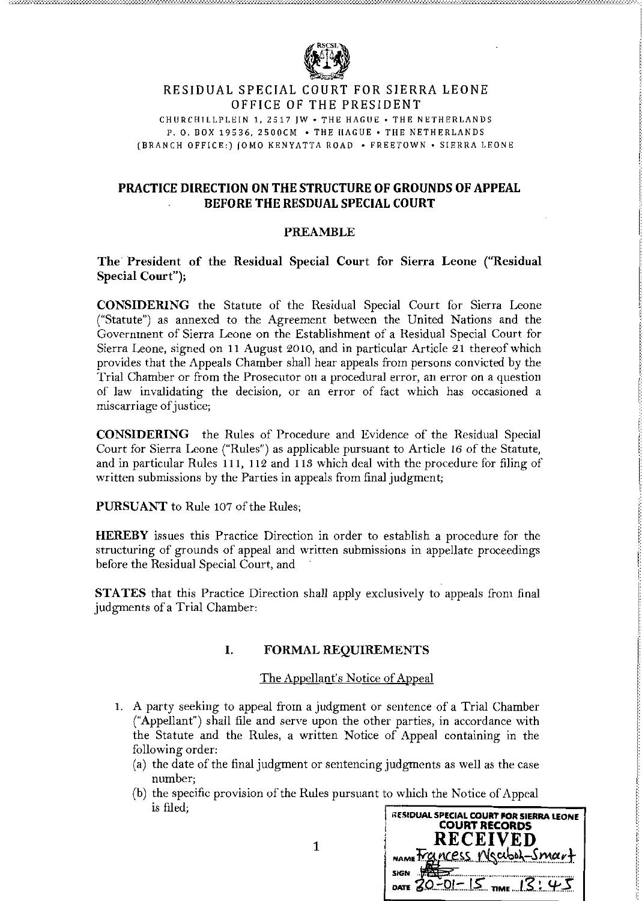RESIDUAL SPECIAL COURT FOR SIERRA LEONE
OFFICE OF THE PRESIDENT

CHURCHILLPLEIN 1, 2517 JW • THE HAGUE • THE NETHERLANDS
P. O. BOX 19536, 2500CM • THE HAGUE • THE NETHERLANDS
(BRANCH OFFICE:) JOMO KENYATTA ROAD • FREETOWN • SIERRA LEONE

## PRACTICE DIRECTION ON THE STRUCTURE OF GROUNDS OF APPEAL BEFORE THE RESDUAL SPECIAL COURT

### PREAMBLE

**The President of the Residual Special Court for Sierra Leone ("Residual Special Court");**

**CONSIDERING** the Statute of the Residual Special Court for Sierra Leone ("Statute") as annexed to the Agreement between the United Nations and the Government of Sierra Leone on the Establishment of a Residual Special Court for Sierra Leone, signed on 11 August 2010, and in particular Article 21 thereof which provides that the Appeals Chamber shall hear appeals from persons convicted by the Trial Chamber or from the Prosecutor on a procedural error, an error on a question of law invalidating the decision, or an error of fact which has occasioned a miscarriage of justice;

**CONSIDERING** the Rules of Procedure and Evidence of the Residual Special Court for Sierra Leone ("Rules") as applicable pursuant to Article 16 of the Statute, and in particular Rules 111, 112 and 113 which deal with the procedure for filing of written submissions by the Parties in appeals from final judgment;

**PURSUANT** to Rule 107 of the Rules;

**HEREBY** issues this Practice Direction in order to establish a procedure for the structuring of grounds of appeal and written submissions in appellate proceedings before the Residual Special Court, and

**STATES** that this Practice Direction shall apply exclusively to appeals from final judgments of a Trial Chamber:

### I. FORMAL REQUIREMENTS

The Appellant's Notice of Appeal

1. A party seeking to appeal from a judgment or sentence of a Trial Chamber ("Appellant") shall file and serve upon the other parties, in accordance with the Statute and the Rules, a written Notice of Appeal containing in the following order:
   (a) the date of the final judgment or sentencing judgments as well as the case number;
   (b) the specific provision of the Rules pursuant to which the Notice of Appeal is filed;

RESIDUAL SPECIAL COURT FOR SIERRA LEONE
COURT RECORDS
RECEIVED
NAME Francess Nsabol-Smart
SIGN
DATE 30-01-15 TIME 13:45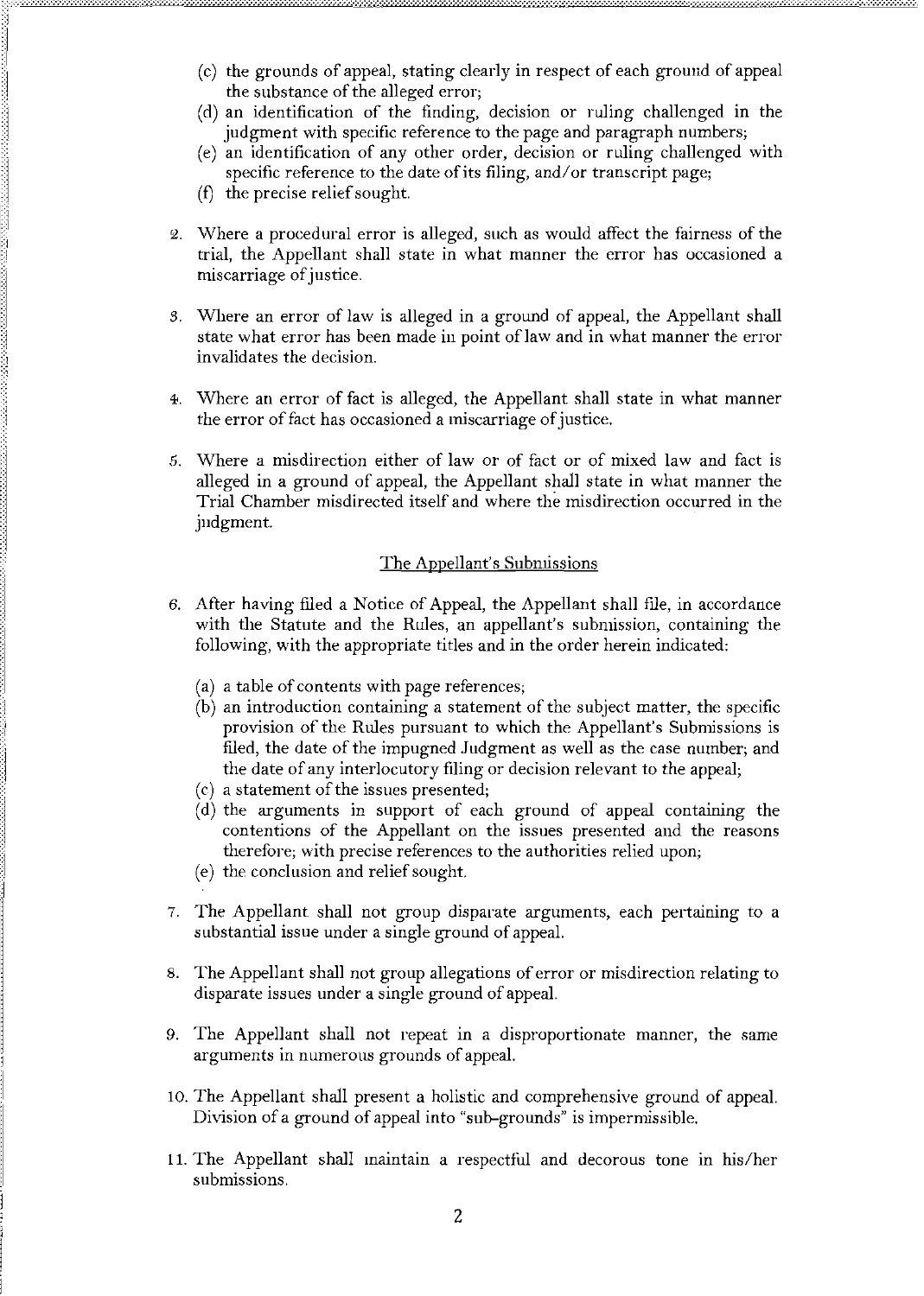(c) the grounds of appeal, stating clearly in respect of each ground of appeal the substance of the alleged error;

(d) an identification of the finding, decision or ruling challenged in the judgment with specific reference to the page and paragraph numbers;

(e) an identification of any other order, decision or ruling challenged with specific reference to the date of its filing, and/or transcript page;

(f) the precise relief sought.

2. Where a procedural error is alleged, such as would affect the fairness of the trial, the Appellant shall state in what manner the error has occasioned a miscarriage of justice.

3. Where an error of law is alleged in a ground of appeal, the Appellant shall state what error has been made in point of law and in what manner the error invalidates the decision.

4. Where an error of fact is alleged, the Appellant shall state in what manner the error of fact has occasioned a miscarriage of justice.

5. Where a misdirection either of law or of fact or of mixed law and fact is alleged in a ground of appeal, the Appellant shall state in what manner the Trial Chamber misdirected itself and where the misdirection occurred in the judgment.

## The Appellant's Submissions

6. After having filed a Notice of Appeal, the Appellant shall file, in accordance with the Statute and the Rules, an appellant's submission, containing the following, with the appropriate titles and in the order herein indicated:

   (a) a table of contents with page references;

   (b) an introduction containing a statement of the subject matter, the specific provision of the Rules pursuant to which the Appellant's Submissions is filed, the date of the impugned Judgment as well as the case number; and the date of any interlocutory filing or decision relevant to the appeal;

   (c) a statement of the issues presented;

   (d) the arguments in support of each ground of appeal containing the contentions of the Appellant on the issues presented and the reasons therefore; with precise references to the authorities relied upon;

   (e) the conclusion and relief sought.

7. The Appellant shall not group disparate arguments, each pertaining to a substantial issue under a single ground of appeal.

8. The Appellant shall not group allegations of error or misdirection relating to disparate issues under a single ground of appeal.

9. The Appellant shall not repeat in a disproportionate manner, the same arguments in numerous grounds of appeal.

10. The Appellant shall present a holistic and comprehensive ground of appeal. Division of a ground of appeal into "sub-grounds" is impermissible.

11. The Appellant shall maintain a respectful and decorous tone in his/her submissions.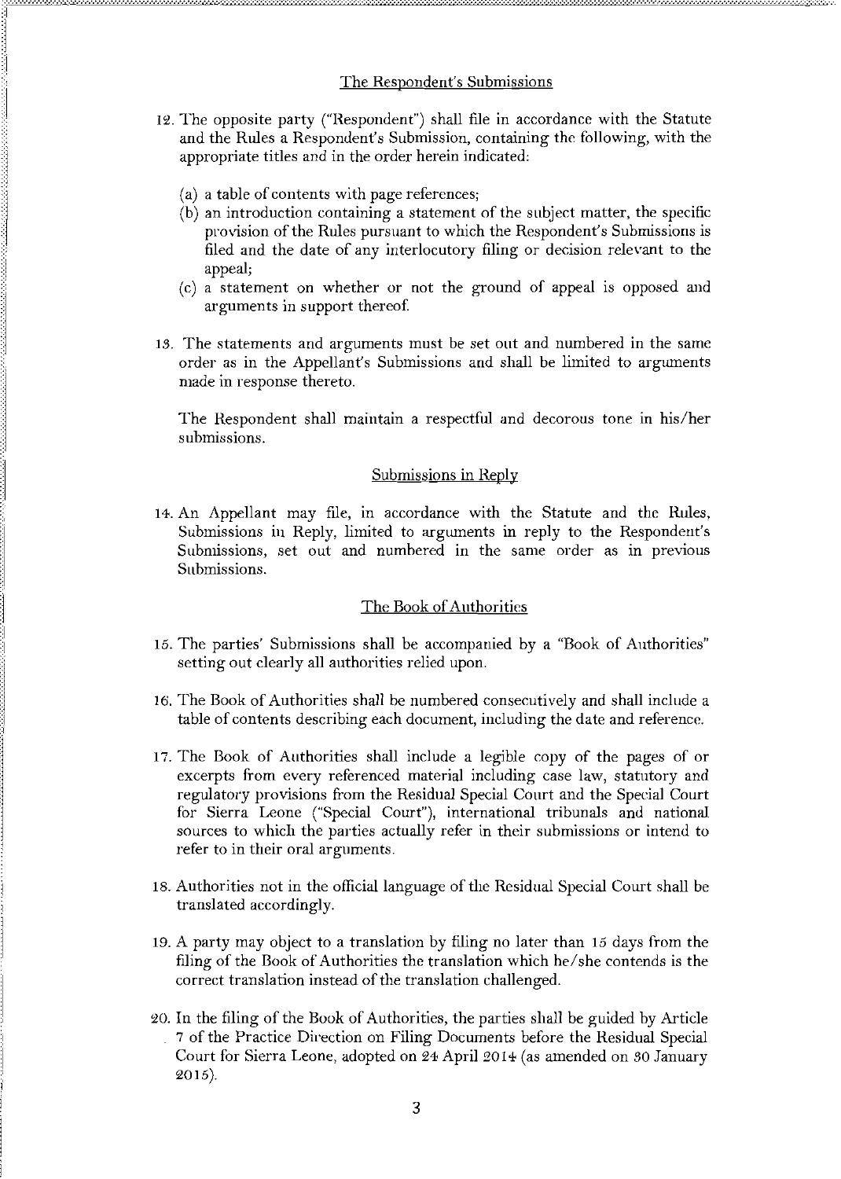## The Respondent's Submissions

12. The opposite party ("Respondent") shall file in accordance with the Statute and the Rules a Respondent's Submission, containing the following, with the appropriate titles and in the order herein indicated:

    (a) a table of contents with page references;
    (b) an introduction containing a statement of the subject matter, the specific provision of the Rules pursuant to which the Respondent's Submissions is filed and the date of any interlocutory filing or decision relevant to the appeal;
    (c) a statement on whether or not the ground of appeal is opposed and arguments in support thereof.

13. The statements and arguments must be set out and numbered in the same order as in the Appellant's Submissions and shall be limited to arguments made in response thereto.

    The Respondent shall maintain a respectful and decorous tone in his/her submissions.

## Submissions in Reply

14. An Appellant may file, in accordance with the Statute and the Rules, Submissions in Reply, limited to arguments in reply to the Respondent's Submissions, set out and numbered in the same order as in previous Submissions.

## The Book of Authorities

15. The parties' Submissions shall be accompanied by a "Book of Authorities" setting out clearly all authorities relied upon.

16. The Book of Authorities shall be numbered consecutively and shall include a table of contents describing each document, including the date and reference.

17. The Book of Authorities shall include a legible copy of the pages of or excerpts from every referenced material including case law, statutory and regulatory provisions from the Residual Special Court and the Special Court for Sierra Leone ("Special Court"), international tribunals and national sources to which the parties actually refer in their submissions or intend to refer to in their oral arguments.

18. Authorities not in the official language of the Residual Special Court shall be translated accordingly.

19. A party may object to a translation by filing no later than 15 days from the filing of the Book of Authorities the translation which he/she contends is the correct translation instead of the translation challenged.

20. In the filing of the Book of Authorities, the parties shall be guided by Article 7 of the Practice Direction on Filing Documents before the Residual Special Court for Sierra Leone, adopted on 24 April 2014 (as amended on 30 January 2015).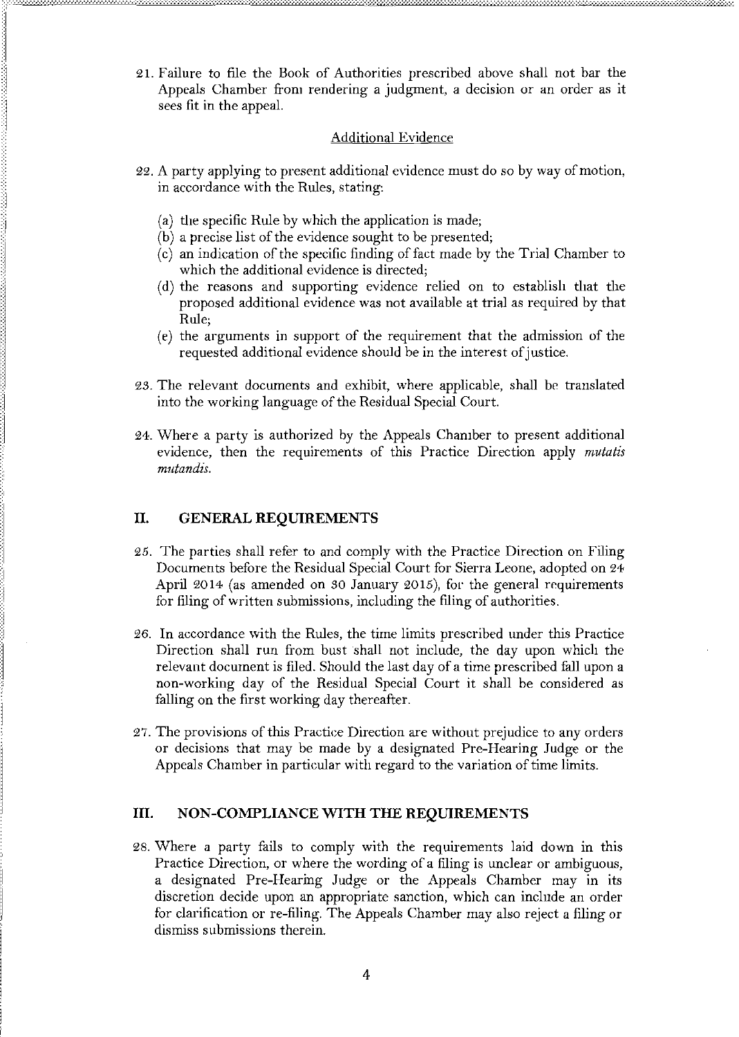21. Failure to file the Book of Authorities prescribed above shall not bar the Appeals Chamber from rendering a judgment, a decision or an order as it sees fit in the appeal.

### Additional Evidence

22. A party applying to present additional evidence must do so by way of motion, in accordance with the Rules, stating:

    (a) the specific Rule by which the application is made;
    (b) a precise list of the evidence sought to be presented;
    (c) an indication of the specific finding of fact made by the Trial Chamber to which the additional evidence is directed;
    (d) the reasons and supporting evidence relied on to establish that the proposed additional evidence was not available at trial as required by that Rule;
    (e) the arguments in support of the requirement that the admission of the requested additional evidence should be in the interest of justice.

23. The relevant documents and exhibit, where applicable, shall be translated into the working language of the Residual Special Court.

24. Where a party is authorized by the Appeals Chamber to present additional evidence, then the requirements of this Practice Direction apply *mutatis mutandis*.

## II. GENERAL REQUIREMENTS

25. The parties shall refer to and comply with the Practice Direction on Filing Documents before the Residual Special Court for Sierra Leone, adopted on 24 April 2014 (as amended on 30 January 2015), for the general requirements for filing of written submissions, including the filing of authorities.

26. In accordance with the Rules, the time limits prescribed under this Practice Direction shall run from bust shall not include, the day upon which the relevant document is filed. Should the last day of a time prescribed fall upon a non-working day of the Residual Special Court it shall be considered as falling on the first working day thereafter.

27. The provisions of this Practice Direction are without prejudice to any orders or decisions that may be made by a designated Pre-Hearing Judge or the Appeals Chamber in particular with regard to the variation of time limits.

## III. NON-COMPLIANCE WITH THE REQUIREMENTS

28. Where a party fails to comply with the requirements laid down in this Practice Direction, or where the wording of a filing is unclear or ambiguous, a designated Pre-Hearing Judge or the Appeals Chamber may in its discretion decide upon an appropriate sanction, which can include an order for clarification or re-filing. The Appeals Chamber may also reject a filing or dismiss submissions therein.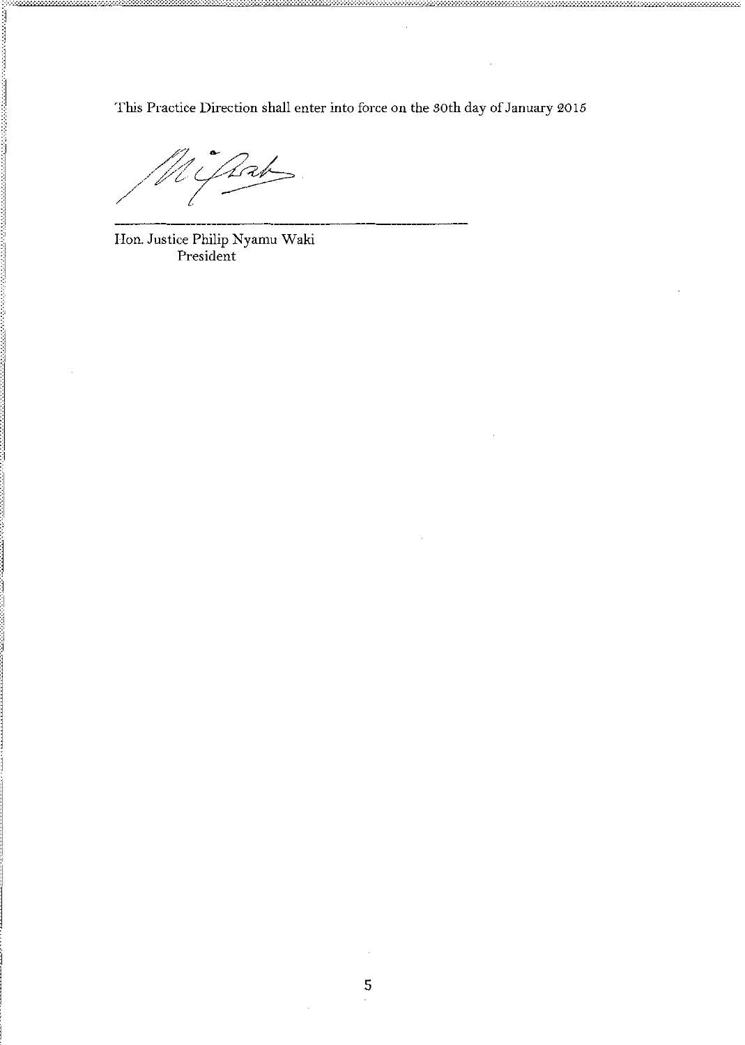This Practice Direction shall enter into force on the 30th day of January 2015

Hon. Justice Philip Nyamu Waki
President